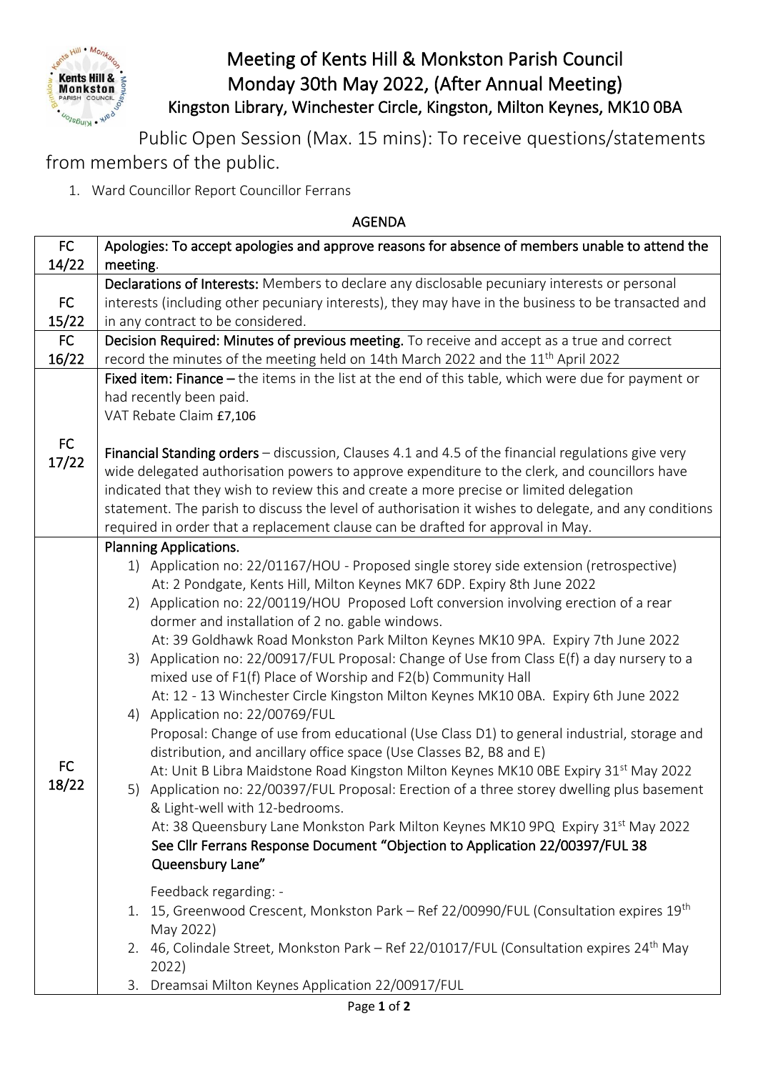# Meeting of Kents Hill & Monkston Parish Council

## Monday 30th May 2022, (After Annual Meeting)

### Kingston Library, Winchester Circle, Kingston, Milton Keynes, MK10 0BA

Public Open Session (Max. 15 mins): To receive questions/statements from members of the public.

1. Ward Councillor Report Councillor Ferrans

**AGENDA**

| | |
|---|---|
| FC 14/22 | **Apologies: To accept apologies and approve reasons for absence of members unable to attend the meeting**. |
| FC 15/22 | **Declarations of Interests:** Members to declare any disclosable pecuniary interests or personal interests (including other pecuniary interests), they may have in the business to be transacted and in any contract to be considered. |
| FC 16/22 | **Decision Required: Minutes of previous meeting.** To receive and accept as a true and correct record the minutes of the meeting held on 14th March 2022 and the 11th April 2022 |
| FC 17/22 | **Fixed item: Finance –** the items in the list at the end of this table, which were due for payment or had recently been paid.<br>VAT Rebate Claim £7,106<br><br>**Financial Standing orders** – discussion, Clauses 4.1 and 4.5 of the financial regulations give very wide delegated authorisation powers to approve expenditure to the clerk, and councillors have indicated that they wish to review this and create a more precise or limited delegation statement. The parish to discuss the level of authorisation it wishes to delegate, and any conditions required in order that a replacement clause can be drafted for approval in May. |
| FC 18/22 | **Planning Applications.**<br>1) Application no: 22/01167/HOU - Proposed single storey side extension (retrospective) At: 2 Pondgate, Kents Hill, Milton Keynes MK7 6DP. Expiry 8th June 2022<br>2) Application no: 22/00119/HOU Proposed Loft conversion involving erection of a rear dormer and installation of 2 no. gable windows. At: 39 Goldhawk Road Monkston Park Milton Keynes MK10 9PA. Expiry 7th June 2022<br>3) Application no: 22/00917/FUL Proposal: Change of Use from Class E(f) a day nursery to a mixed use of F1(f) Place of Worship and F2(b) Community Hall At: 12 - 13 Winchester Circle Kingston Milton Keynes MK10 0BA. Expiry 6th June 2022<br>4) Application no: 22/00769/FUL Proposal: Change of use from educational (Use Class D1) to general industrial, storage and distribution, and ancillary office space (Use Classes B2, B8 and E) At: Unit B Libra Maidstone Road Kingston Milton Keynes MK10 0BE Expiry 31st May 2022<br>5) Application no: 22/00397/FUL Proposal: Erection of a three storey dwelling plus basement & Light-well with 12-bedrooms. At: 38 Queensbury Lane Monkston Park Milton Keynes MK10 9PQ Expiry 31st May 2022 **See Cllr Ferrans Response Document "Objection to Application 22/00397/FUL 38 Queensbury Lane"**<br><br>Feedback regarding: -<br>1. 15, Greenwood Crescent, Monkston Park – Ref 22/00990/FUL (Consultation expires 19th May 2022)<br>2. 46, Colindale Street, Monkston Park – Ref 22/01017/FUL (Consultation expires 24th May 2022)<br>3. Dreamsai Milton Keynes Application 22/00917/FUL |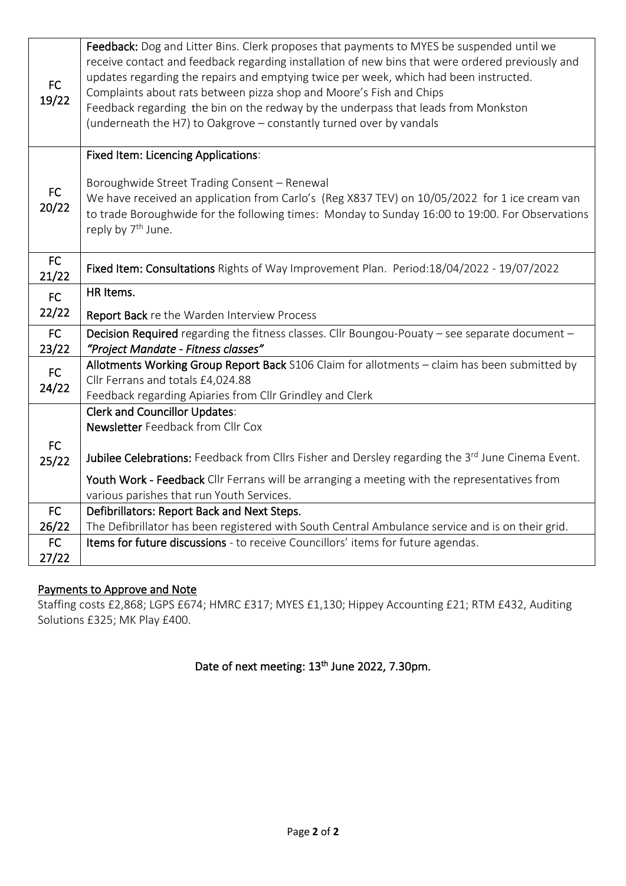| | |
|---|---|
| FC 19/22 | **Feedback:** Dog and Litter Bins. Clerk proposes that payments to MYES be suspended until we receive contact and feedback regarding installation of new bins that were ordered previously and updates regarding the repairs and emptying twice per week, which had been instructed.<br>Complaints about rats between pizza shop and Moore's Fish and Chips<br>Feedback regarding the bin on the redway by the underpass that leads from Monkston (underneath the H7) to Oakgrove – constantly turned over by vandals |
| FC 20/22 | **Fixed Item: Licencing Applications**:<br><br>Boroughwide Street Trading Consent – Renewal<br>We have received an application from Carlo's (Reg X837 TEV) on 10/05/2022 for 1 ice cream van to trade Boroughwide for the following times: Monday to Sunday 16:00 to 19:00. For Observations reply by 7th June. |
| FC 21/22 | **Fixed Item: Consultations** Rights of Way Improvement Plan. Period:18/04/2022 - 19/07/2022 |
| FC 22/22 | **HR Items.**<br><br>**Report Back** re the Warden Interview Process |
| FC 23/22 | **Decision Required** regarding the fitness classes. Cllr Boungou-Pouaty – see separate document – *"Project Mandate - Fitness classes"* |
| FC 24/22 | **Allotments Working Group Report Back** S106 Claim for allotments – claim has been submitted by Cllr Ferrans and totals £4,024.88<br>Feedback regarding Apiaries from Cllr Grindley and Clerk |
| FC 25/22 | **Clerk and Councillor Updates**:<br>**Newsletter** Feedback from Cllr Cox<br><br>**Jubilee Celebrations:** Feedback from Cllrs Fisher and Dersley regarding the 3rd June Cinema Event.<br><br>**Youth Work - Feedback** Cllr Ferrans will be arranging a meeting with the representatives from various parishes that run Youth Services. |
| FC 26/22 | **Defibrillators: Report Back and Next Steps.**<br>The Defibrillator has been registered with South Central Ambulance service and is on their grid. |
| FC 27/22 | **Items for future discussions** - to receive Councillors' items for future agendas. |

## Payments to Approve and Note

Staffing costs £2,868; LGPS £674; HMRC £317; MYES £1,130; Hippey Accounting £21; RTM £432, Auditing Solutions £325; MK Play £400.

**Date of next meeting: 13th June 2022, 7.30pm.**